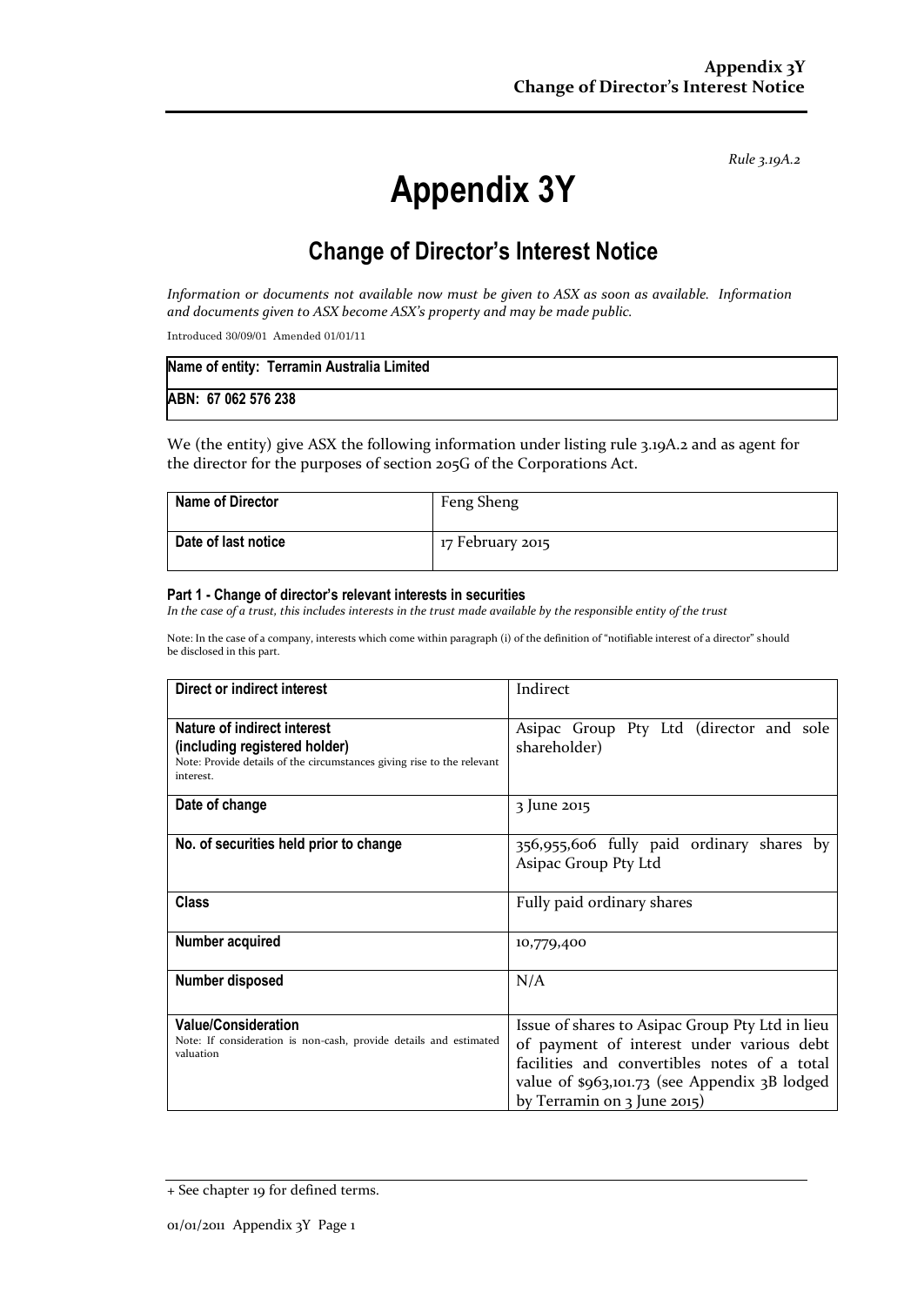*Rule 3.19A.2*

# Appendix 3Y

## Change of Director's Interest Notice

*Information or documents not available now must be given to ASX as soon as available. Information and documents given to ASX become ASX's property and may be made public.*

Introduced 30/09/01 Amended 01/01/11

| **Name of entity: Terramin Australia Limited** |
|---|
| **ABN: 67 062 576 238** |

We (the entity) give ASX the following information under listing rule 3.19A.2 and as agent for the director for the purposes of section 205G of the Corporations Act.

| **Name of Director** | Feng Sheng |
|---|---|
| **Date of last notice** | 17 February 2015 |

#### Part 1 - Change of director's relevant interests in securities

*In the case of a trust, this includes interests in the trust made available by the responsible entity of the trust*

Note: In the case of a company, interests which come within paragraph (i) of the definition of "notifiable interest of a director" should be disclosed in this part.

| **Direct or indirect interest** | Indirect |
|---|---|
| **Nature of indirect interest (including registered holder)** Note: Provide details of the circumstances giving rise to the relevant interest. | Asipac Group Pty Ltd (director and sole shareholder) |
| **Date of change** | 3 June 2015 |
| **No. of securities held prior to change** | 356,955,606 fully paid ordinary shares by Asipac Group Pty Ltd |
| **Class** | Fully paid ordinary shares |
| **Number acquired** | 10,779,400 |
| **Number disposed** | N/A |
| **Value/Consideration** Note: If consideration is non-cash, provide details and estimated valuation | Issue of shares to Asipac Group Pty Ltd in lieu of payment of interest under various debt facilities and convertibles notes of a total value of $963,101.73 (see Appendix 3B lodged by Terramin on 3 June 2015) |

+ See chapter 19 for defined terms.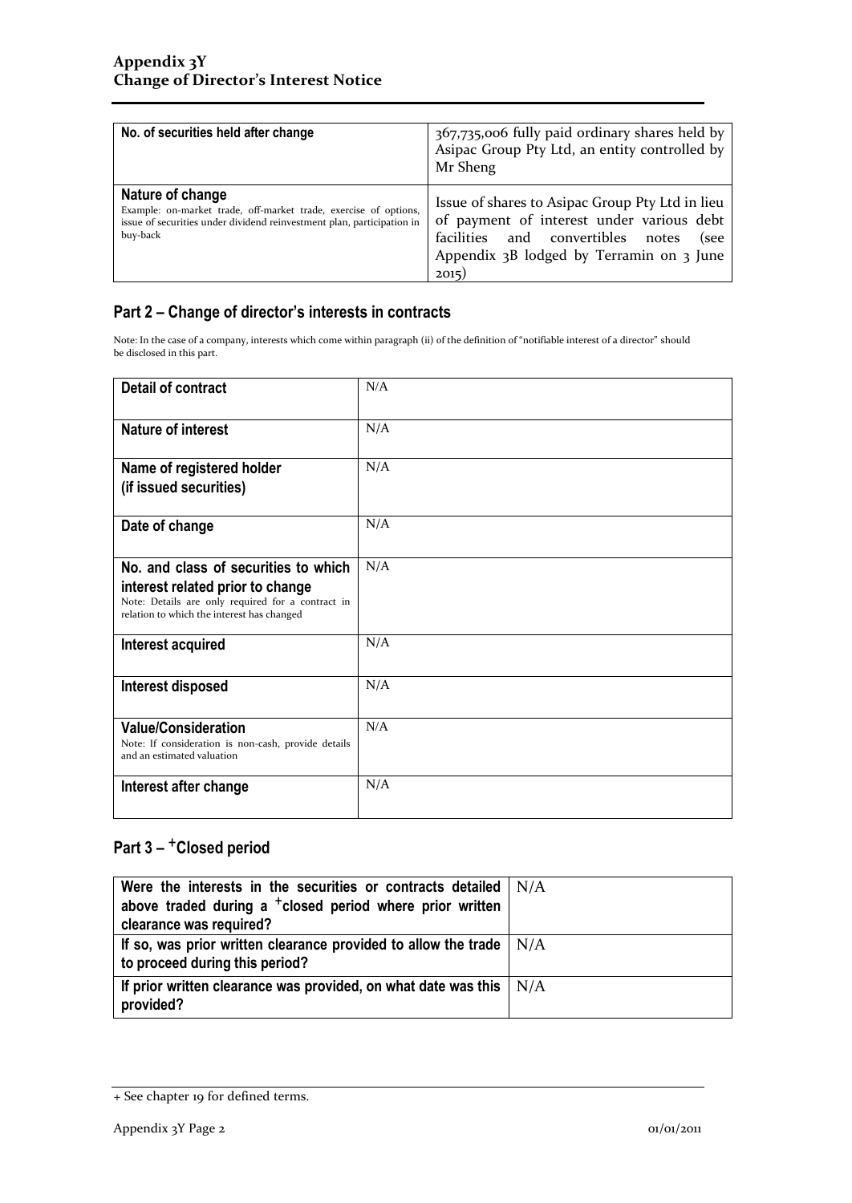| | |
|---|---|
| **No. of securities held after change** | 367,735,006 fully paid ordinary shares held by Asipac Group Pty Ltd, an entity controlled by Mr Sheng |
| **Nature of change**<br>Example: on-market trade, off-market trade, exercise of options, issue of securities under dividend reinvestment plan, participation in buy-back | Issue of shares to Asipac Group Pty Ltd in lieu of payment of interest under various debt facilities and convertibles notes (see Appendix 3B lodged by Terramin on 3 June 2015) |

## Part 2 – Change of director's interests in contracts

Note: In the case of a company, interests which come within paragraph (ii) of the definition of "notifiable interest of a director" should be disclosed in this part.

| | |
|---|---|
| **Detail of contract** | N/A |
| **Nature of interest** | N/A |
| **Name of registered holder (if issued securities)** | N/A |
| **Date of change** | N/A |
| **No. and class of securities to which interest related prior to change**<br>Note: Details are only required for a contract in relation to which the interest has changed | N/A |
| **Interest acquired** | N/A |
| **Interest disposed** | N/A |
| **Value/Consideration**<br>Note: If consideration is non-cash, provide details and an estimated valuation | N/A |
| **Interest after change** | N/A |

## Part 3 – +Closed period

| | |
|---|---|
| **Were the interests in the securities or contracts detailed above traded during a +closed period where prior written clearance was required?** | N/A |
| **If so, was prior written clearance provided to allow the trade to proceed during this period?** | N/A |
| **If prior written clearance was provided, on what date was this provided?** | N/A |

+ See chapter 19 for defined terms.